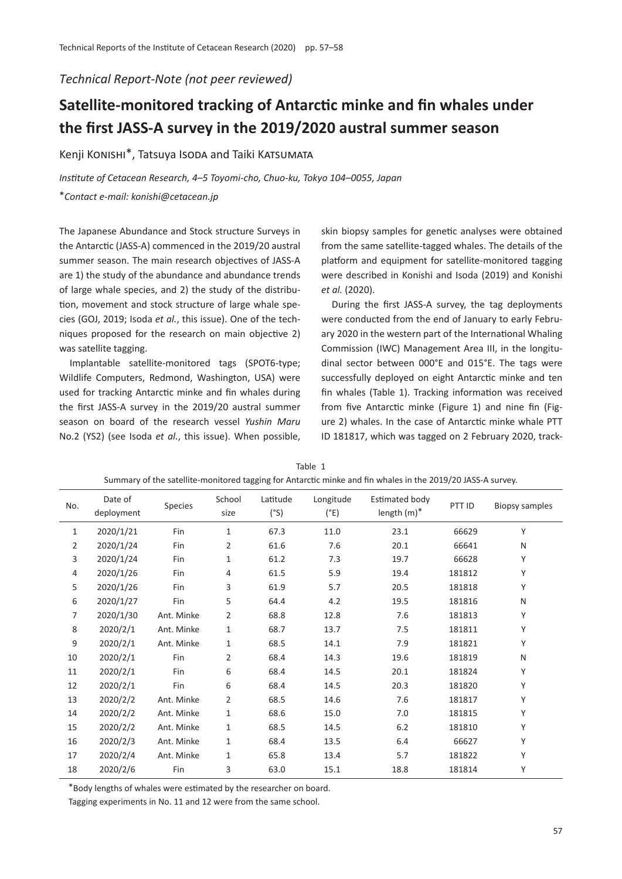*Technical Report-Note (not peer reviewed)*

# Satellite-monitored tracking of Antarctic minke and fin whales under the first JASS-A survey in the 2019/2020 austral summer season

Kenji KONISHI*, Tatsuya ISODA and Taiki KATSUMATA

*Institute of Cetacean Research, 4–5 Toyomi-cho, Chuo-ku, Tokyo 104–0055, Japan*

**Contact e-mail: konishi@cetacean.jp*

The Japanese Abundance and Stock structure Surveys in the Antarctic (JASS-A) commenced in the 2019/20 austral summer season. The main research objectives of JASS-A are 1) the study of the abundance and abundance trends of large whale species, and 2) the study of the distribution, movement and stock structure of large whale species (GOJ, 2019; Isoda *et al.*, this issue). One of the techniques proposed for the research on main objective 2) was satellite tagging.

Implantable satellite-monitored tags (SPOT6-type; Wildlife Computers, Redmond, Washington, USA) were used for tracking Antarctic minke and fin whales during the first JASS-A survey in the 2019/20 austral summer season on board of the research vessel *Yushin Maru* No.2 (YS2) (see Isoda *et al.*, this issue). When possible, skin biopsy samples for genetic analyses were obtained from the same satellite-tagged whales. The details of the platform and equipment for satellite-monitored tagging were described in Konishi and Isoda (2019) and Konishi *et al.* (2020).

During the first JASS-A survey, the tag deployments were conducted from the end of January to early February 2020 in the western part of the International Whaling Commission (IWC) Management Area III, in the longitudinal sector between 000°E and 015°E. The tags were successfully deployed on eight Antarctic minke and ten fin whales (Table 1). Tracking information was received from five Antarctic minke (Figure 1) and nine fin (Figure 2) whales. In the case of Antarctic minke whale PTT ID 181817, which was tagged on 2 February 2020, track-

Table 1
Summary of the satellite-monitored tagging for Antarctic minke and fin whales in the 2019/20 JASS-A survey.

| No. | Date of deployment | Species | School size | Latitude (°S) | Longitude (°E) | Estimated body length (m)* | PTT ID | Biopsy samples |
|---|---|---|---|---|---|---|---|---|
| 1 | 2020/1/21 | Fin | 1 | 67.3 | 11.0 | 23.1 | 66629 | Y |
| 2 | 2020/1/24 | Fin | 2 | 61.6 | 7.6 | 20.1 | 66641 | N |
| 3 | 2020/1/24 | Fin | 1 | 61.2 | 7.3 | 19.7 | 66628 | Y |
| 4 | 2020/1/26 | Fin | 4 | 61.5 | 5.9 | 19.4 | 181812 | Y |
| 5 | 2020/1/26 | Fin | 3 | 61.9 | 5.7 | 20.5 | 181818 | Y |
| 6 | 2020/1/27 | Fin | 5 | 64.4 | 4.2 | 19.5 | 181816 | N |
| 7 | 2020/1/30 | Ant. Minke | 2 | 68.8 | 12.8 | 7.6 | 181813 | Y |
| 8 | 2020/2/1 | Ant. Minke | 1 | 68.7 | 13.7 | 7.5 | 181811 | Y |
| 9 | 2020/2/1 | Ant. Minke | 1 | 68.5 | 14.1 | 7.9 | 181821 | Y |
| 10 | 2020/2/1 | Fin | 2 | 68.4 | 14.3 | 19.6 | 181819 | N |
| 11 | 2020/2/1 | Fin | 6 | 68.4 | 14.5 | 20.1 | 181824 | Y |
| 12 | 2020/2/1 | Fin | 6 | 68.4 | 14.5 | 20.3 | 181820 | Y |
| 13 | 2020/2/2 | Ant. Minke | 2 | 68.5 | 14.6 | 7.6 | 181817 | Y |
| 14 | 2020/2/2 | Ant. Minke | 1 | 68.6 | 15.0 | 7.0 | 181815 | Y |
| 15 | 2020/2/2 | Ant. Minke | 1 | 68.5 | 14.5 | 6.2 | 181810 | Y |
| 16 | 2020/2/3 | Ant. Minke | 1 | 68.4 | 13.5 | 6.4 | 66627 | Y |
| 17 | 2020/2/4 | Ant. Minke | 1 | 65.8 | 13.4 | 5.7 | 181822 | Y |
| 18 | 2020/2/6 | Fin | 3 | 63.0 | 15.1 | 18.8 | 181814 | Y |

*Body lengths of whales were estimated by the researcher on board.

Tagging experiments in No. 11 and 12 were from the same school.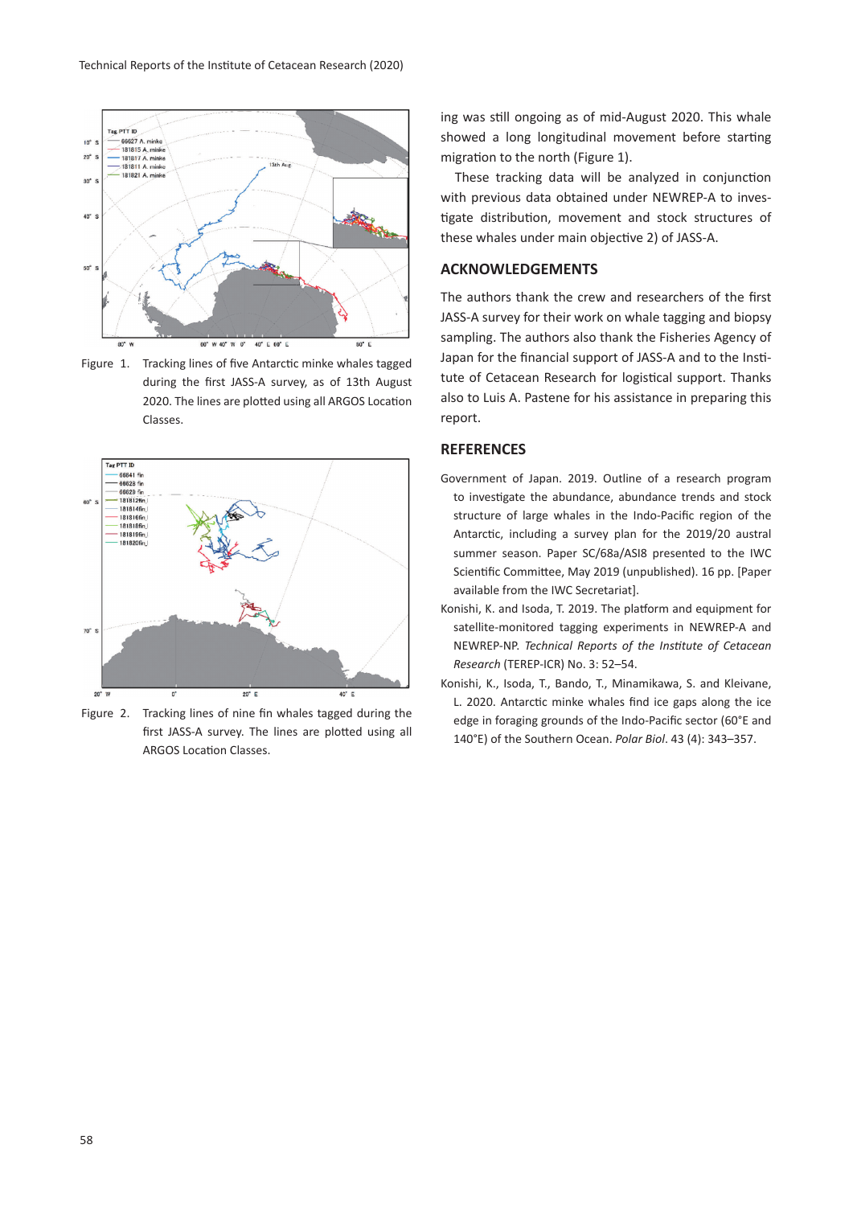Tag PTT ID
66627 A. minke
181815 A. minke
181817 A. minke
181811 A. minke
181821 A. minke
13th Aug
10° S
20° S
30° S
40° S
50° S
80° W
60° W 40° W 0° 40° E 60° E
80° E

Figure 1. Tracking lines of five Antarctic minke whales tagged during the first JASS-A survey, as of 13th August 2020. The lines are plotted using all ARGOS Location Classes.

Tag PTT ID
66841 fin
66628 fin
66629 fin
181812fin
181814fin
181816fin
181818fin
181819fin
181820fin
60° S
70° S
20° W
0°
20° E
40° E

Figure 2. Tracking lines of nine fin whales tagged during the first JASS-A survey. The lines are plotted using all ARGOS Location Classes.

ing was still ongoing as of mid-August 2020. This whale showed a long longitudinal movement before starting migration to the north (Figure 1).

These tracking data will be analyzed in conjunction with previous data obtained under NEWREP-A to investigate distribution, movement and stock structures of these whales under main objective 2) of JASS-A.

## ACKNOWLEDGEMENTS

The authors thank the crew and researchers of the first JASS-A survey for their work on whale tagging and biopsy sampling. The authors also thank the Fisheries Agency of Japan for the financial support of JASS-A and to the Institute of Cetacean Research for logistical support. Thanks also to Luis A. Pastene for his assistance in preparing this report.

## REFERENCES

Government of Japan. 2019. Outline of a research program to investigate the abundance, abundance trends and stock structure of large whales in the Indo-Pacific region of the Antarctic, including a survey plan for the 2019/20 austral summer season. Paper SC/68a/ASI8 presented to the IWC Scientific Committee, May 2019 (unpublished). 16 pp. [Paper available from the IWC Secretariat].

Konishi, K. and Isoda, T. 2019. The platform and equipment for satellite-monitored tagging experiments in NEWREP-A and NEWREP-NP. *Technical Reports of the Institute of Cetacean Research* (TEREP-ICR) No. 3: 52–54.

Konishi, K., Isoda, T., Bando, T., Minamikawa, S. and Kleivane, L. 2020. Antarctic minke whales find ice gaps along the ice edge in foraging grounds of the Indo-Pacific sector (60°E and 140°E) of the Southern Ocean. *Polar Biol*. 43 (4): 343–357.